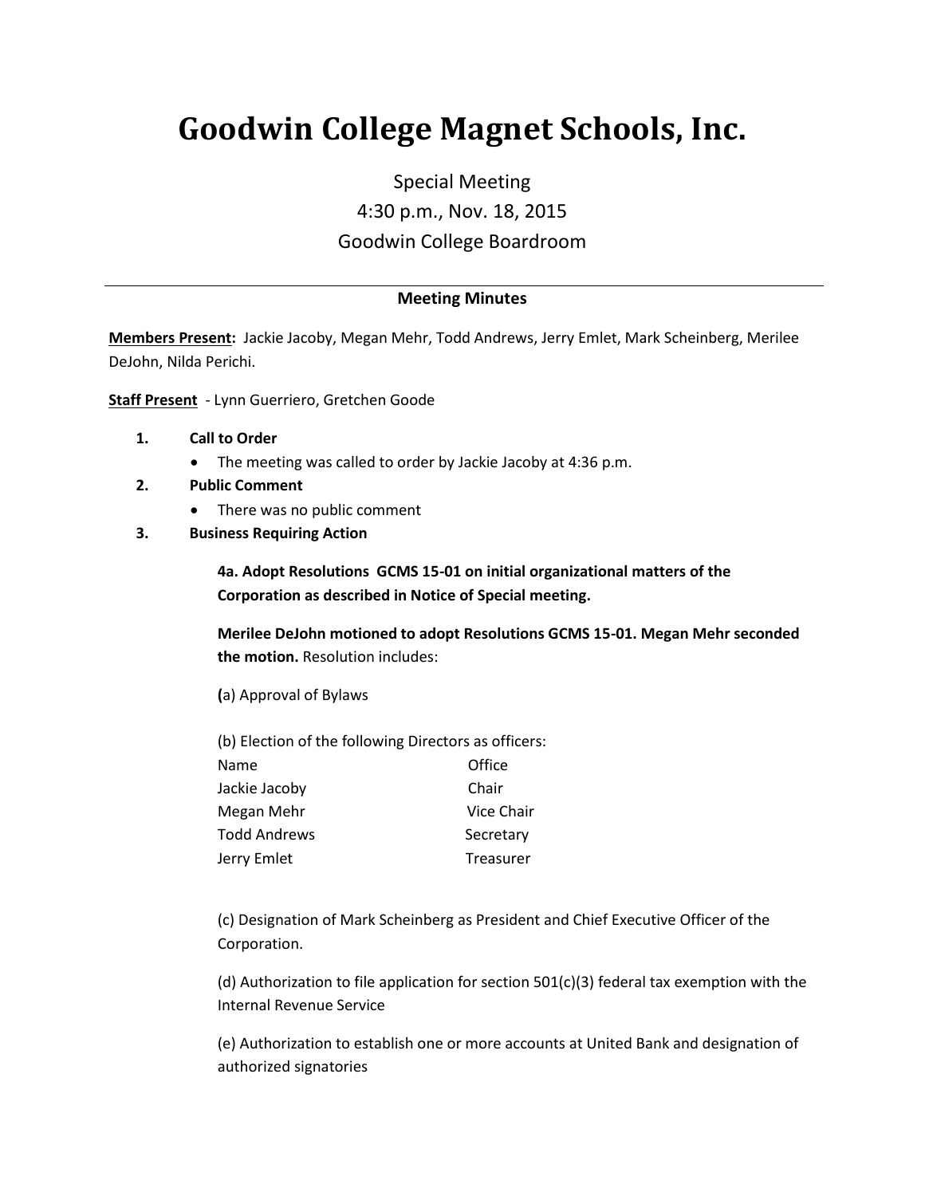# Goodwin College Magnet Schools, Inc.

Special Meeting
4:30 p.m., Nov. 18, 2015
Goodwin College Boardroom

---

**Meeting Minutes**

**Members Present:** Jackie Jacoby, Megan Mehr, Todd Andrews, Jerry Emlet, Mark Scheinberg, Merilee DeJohn, Nilda Perichi.

**Staff Present** - Lynn Guerriero, Gretchen Goode

1. **Call to Order**
   - The meeting was called to order by Jackie Jacoby at 4:36 p.m.
2. **Public Comment**
   - There was no public comment
3. **Business Requiring Action**

   **4a. Adopt Resolutions GCMS 15-01 on initial organizational matters of the Corporation as described in Notice of Special meeting.**

   **Merilee DeJohn motioned to adopt Resolutions GCMS 15-01. Megan Mehr seconded the motion.** Resolution includes:

   (a) Approval of Bylaws

   (b) Election of the following Directors as officers:

   | Name | Office |
   |---|---|
   | Jackie Jacoby | Chair |
   | Megan Mehr | Vice Chair |
   | Todd Andrews | Secretary |
   | Jerry Emlet | Treasurer |

   (c) Designation of Mark Scheinberg as President and Chief Executive Officer of the Corporation.

   (d) Authorization to file application for section 501(c)(3) federal tax exemption with the Internal Revenue Service

   (e) Authorization to establish one or more accounts at United Bank and designation of authorized signatories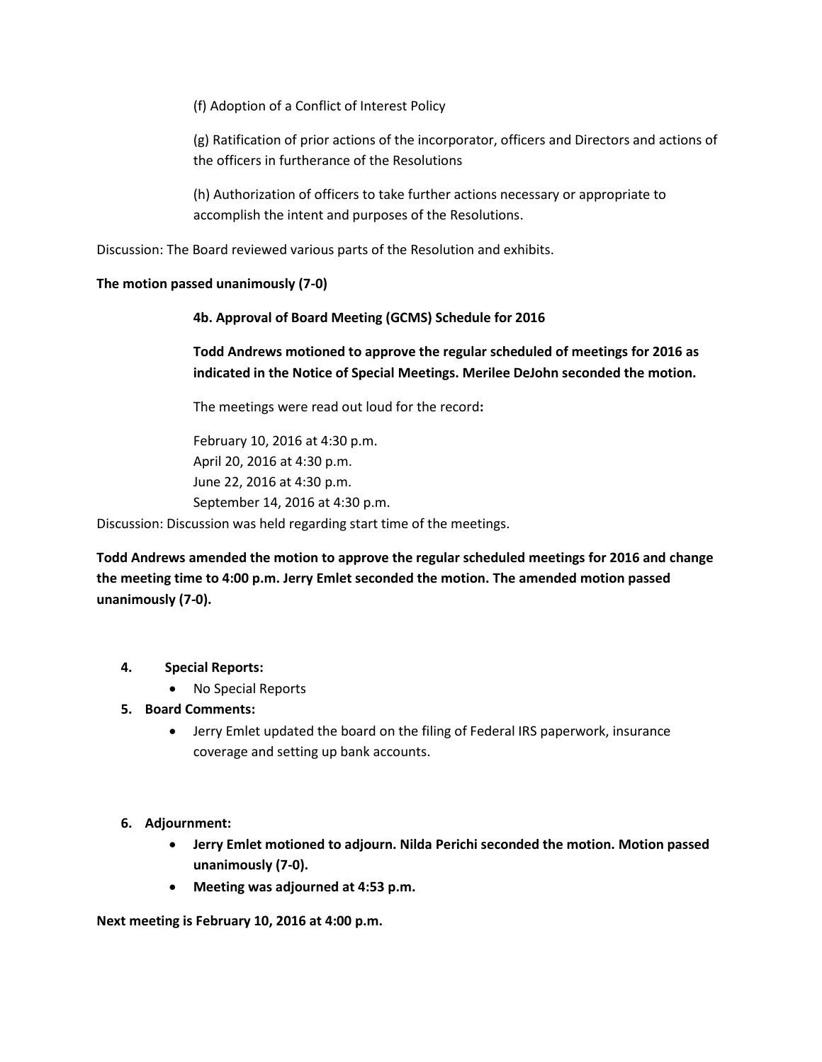(f) Adoption of a Conflict of Interest Policy

(g) Ratification of prior actions of the incorporator, officers and Directors and actions of the officers in furtherance of the Resolutions

(h) Authorization of officers to take further actions necessary or appropriate to accomplish the intent and purposes of the Resolutions.

Discussion: The Board reviewed various parts of the Resolution and exhibits.

**The motion passed unanimously (7-0)**

**4b. Approval of Board Meeting (GCMS) Schedule for 2016**

**Todd Andrews motioned to approve the regular scheduled of meetings for 2016 as indicated in the Notice of Special Meetings. Merilee DeJohn seconded the motion.**

The meetings were read out loud for the record**:**

February 10, 2016 at 4:30 p.m.
April 20, 2016 at 4:30 p.m.
June 22, 2016 at 4:30 p.m.
September 14, 2016 at 4:30 p.m.

Discussion: Discussion was held regarding start time of the meetings.

**Todd Andrews amended the motion to approve the regular scheduled meetings for 2016 and change the meeting time to 4:00 p.m. Jerry Emlet seconded the motion. The amended motion passed unanimously (7-0).**

4. **Special Reports:**
   - No Special Reports
5. **Board Comments:**
   - Jerry Emlet updated the board on the filing of Federal IRS paperwork, insurance coverage and setting up bank accounts.
6. **Adjournment:**
   - **Jerry Emlet motioned to adjourn. Nilda Perichi seconded the motion. Motion passed unanimously (7-0).**
   - **Meeting was adjourned at 4:53 p.m.**

**Next meeting is February 10, 2016 at 4:00 p.m.**